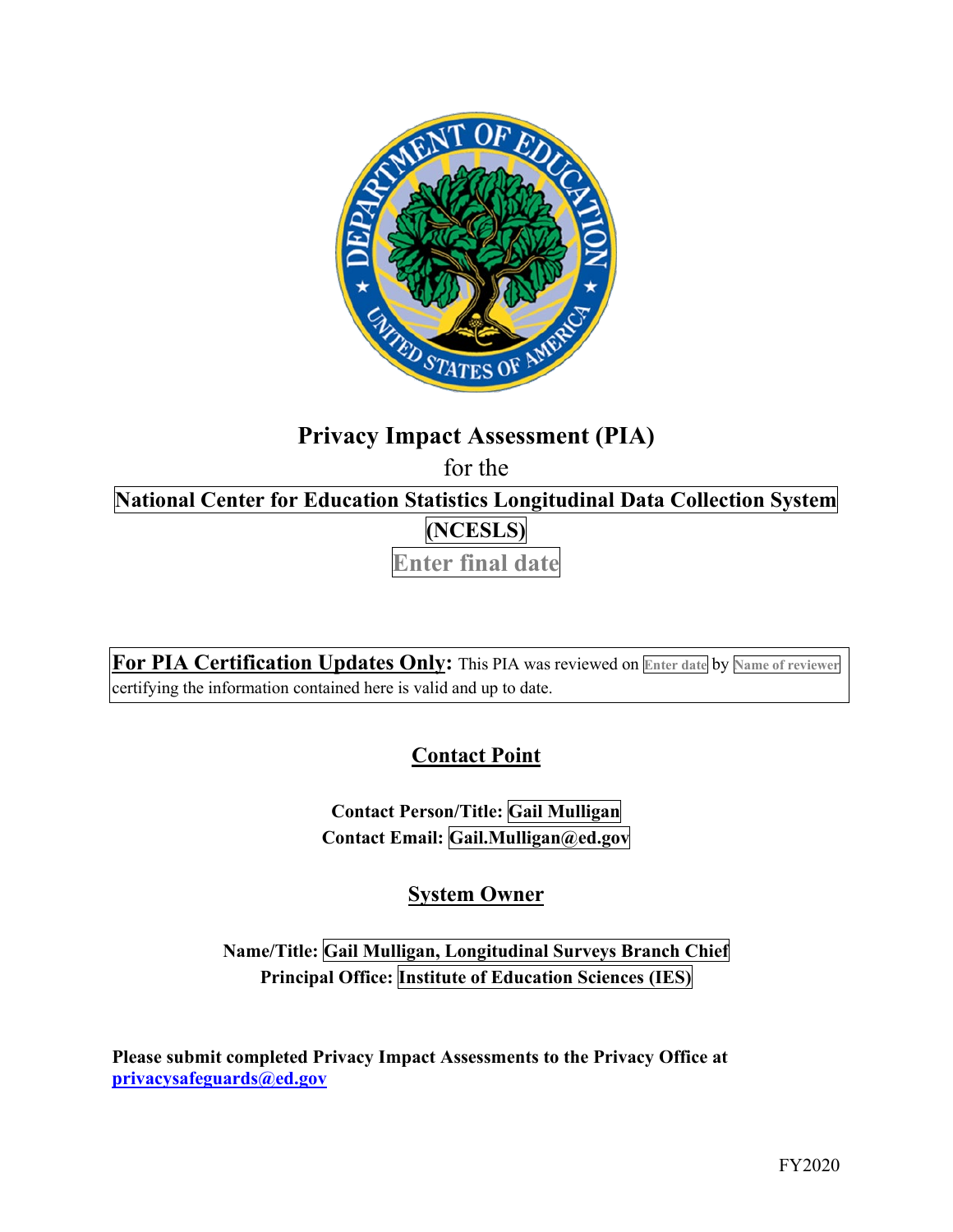# Privacy Impact Assessment (PIA)

for the

**National Center for Education Statistics Longitudinal Data Collection System (NCESLS)**

**Enter final date**

**For PIA Certification Updates Only:** This PIA was reviewed on Enter date by Name of reviewer certifying the information contained here is valid and up to date.

## Contact Point

**Contact Person/Title: Gail Mulligan**

**Contact Email: Gail.Mulligan@ed.gov**

## System Owner

**Name/Title: Gail Mulligan, Longitudinal Surveys Branch Chief**

**Principal Office: Institute of Education Sciences (IES)**

**Please submit completed Privacy Impact Assessments to the Privacy Office at privacysafeguards@ed.gov**

FY2020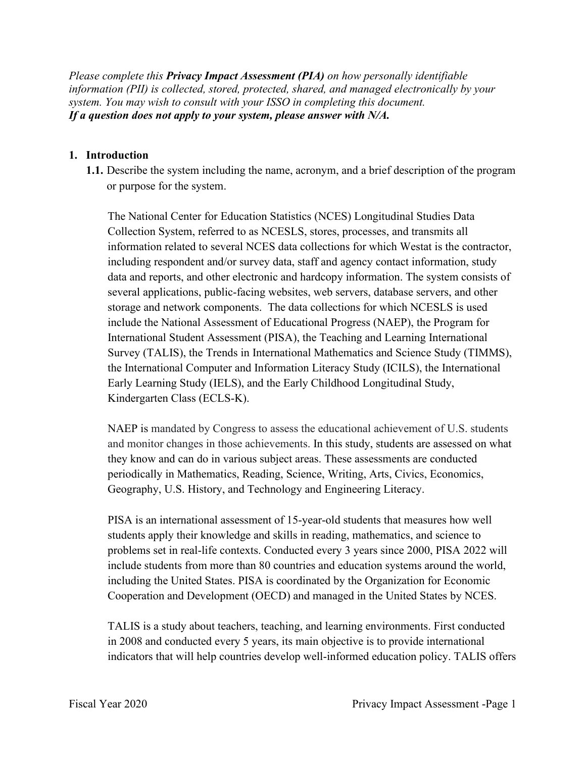*Please complete this **Privacy Impact Assessment (PIA)** on how personally identifiable information (PII) is collected, stored, protected, shared, and managed electronically by your system. You may wish to consult with your ISSO in completing this document.*
***If a question does not apply to your system, please answer with N/A.***

1. **Introduction**

   **1.1.** Describe the system including the name, acronym, and a brief description of the program or purpose for the system.

   The National Center for Education Statistics (NCES) Longitudinal Studies Data Collection System, referred to as NCESLS, stores, processes, and transmits all information related to several NCES data collections for which Westat is the contractor, including respondent and/or survey data, staff and agency contact information, study data and reports, and other electronic and hardcopy information. The system consists of several applications, public-facing websites, web servers, database servers, and other storage and network components. The data collections for which NCESLS is used include the National Assessment of Educational Progress (NAEP), the Program for International Student Assessment (PISA), the Teaching and Learning International Survey (TALIS), the Trends in International Mathematics and Science Study (TIMMS), the International Computer and Information Literacy Study (ICILS), the International Early Learning Study (IELS), and the Early Childhood Longitudinal Study, Kindergarten Class (ECLS-K).

   NAEP is mandated by Congress to assess the educational achievement of U.S. students and monitor changes in those achievements. In this study, students are assessed on what they know and can do in various subject areas. These assessments are conducted periodically in Mathematics, Reading, Science, Writing, Arts, Civics, Economics, Geography, U.S. History, and Technology and Engineering Literacy.

   PISA is an international assessment of 15-year-old students that measures how well students apply their knowledge and skills in reading, mathematics, and science to problems set in real-life contexts. Conducted every 3 years since 2000, PISA 2022 will include students from more than 80 countries and education systems around the world, including the United States. PISA is coordinated by the Organization for Economic Cooperation and Development (OECD) and managed in the United States by NCES.

   TALIS is a study about teachers, teaching, and learning environments. First conducted in 2008 and conducted every 5 years, its main objective is to provide international indicators that will help countries develop well-informed education policy. TALIS offers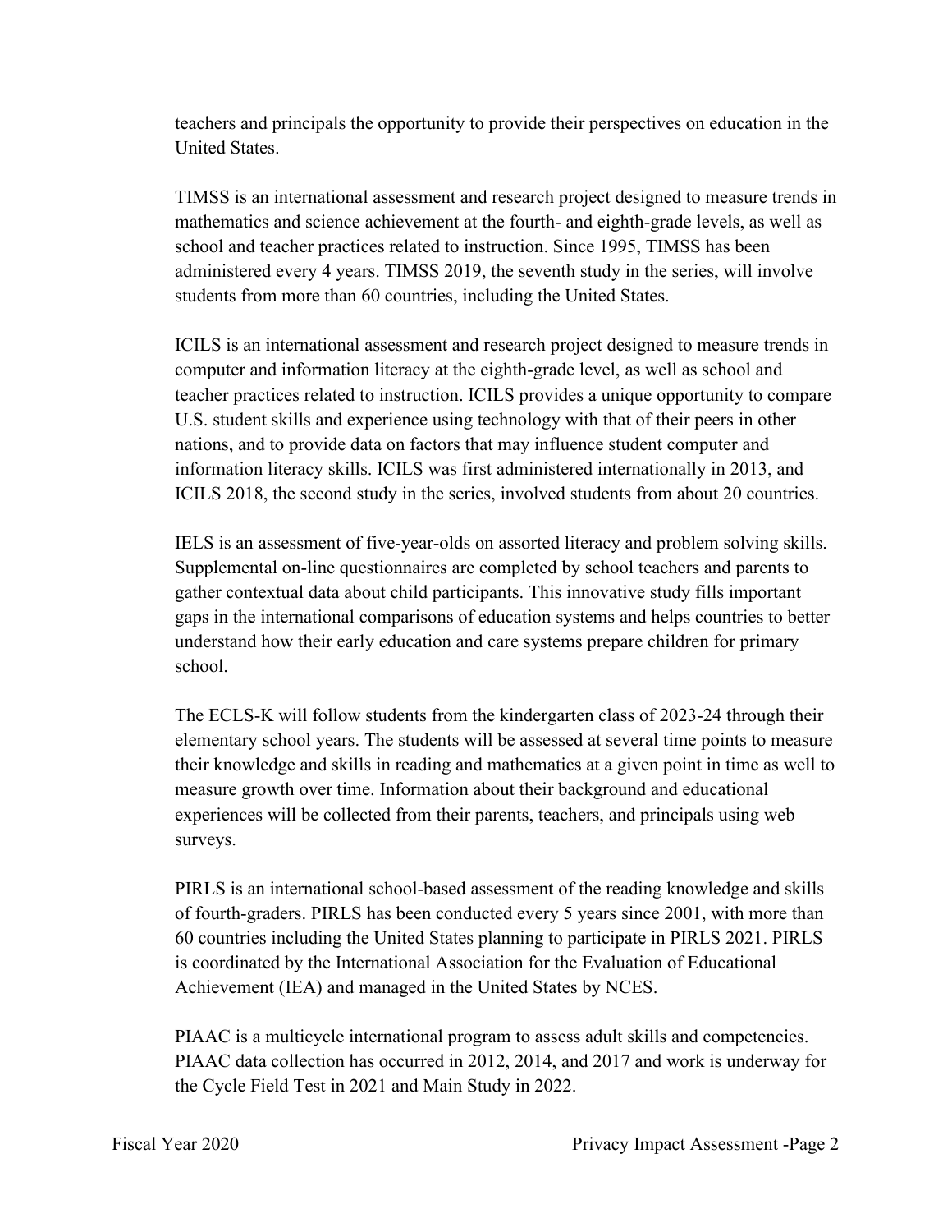teachers and principals the opportunity to provide their perspectives on education in the United States.

TIMSS is an international assessment and research project designed to measure trends in mathematics and science achievement at the fourth- and eighth-grade levels, as well as school and teacher practices related to instruction. Since 1995, TIMSS has been administered every 4 years. TIMSS 2019, the seventh study in the series, will involve students from more than 60 countries, including the United States.

ICILS is an international assessment and research project designed to measure trends in computer and information literacy at the eighth-grade level, as well as school and teacher practices related to instruction. ICILS provides a unique opportunity to compare U.S. student skills and experience using technology with that of their peers in other nations, and to provide data on factors that may influence student computer and information literacy skills. ICILS was first administered internationally in 2013, and ICILS 2018, the second study in the series, involved students from about 20 countries.

IELS is an assessment of five-year-olds on assorted literacy and problem solving skills. Supplemental on-line questionnaires are completed by school teachers and parents to gather contextual data about child participants. This innovative study fills important gaps in the international comparisons of education systems and helps countries to better understand how their early education and care systems prepare children for primary school.

The ECLS-K will follow students from the kindergarten class of 2023-24 through their elementary school years. The students will be assessed at several time points to measure their knowledge and skills in reading and mathematics at a given point in time as well to measure growth over time. Information about their background and educational experiences will be collected from their parents, teachers, and principals using web surveys.

PIRLS is an international school-based assessment of the reading knowledge and skills of fourth-graders. PIRLS has been conducted every 5 years since 2001, with more than 60 countries including the United States planning to participate in PIRLS 2021. PIRLS is coordinated by the International Association for the Evaluation of Educational Achievement (IEA) and managed in the United States by NCES.

PIAAC is a multicycle international program to assess adult skills and competencies. PIAAC data collection has occurred in 2012, 2014, and 2017 and work is underway for the Cycle Field Test in 2021 and Main Study in 2022.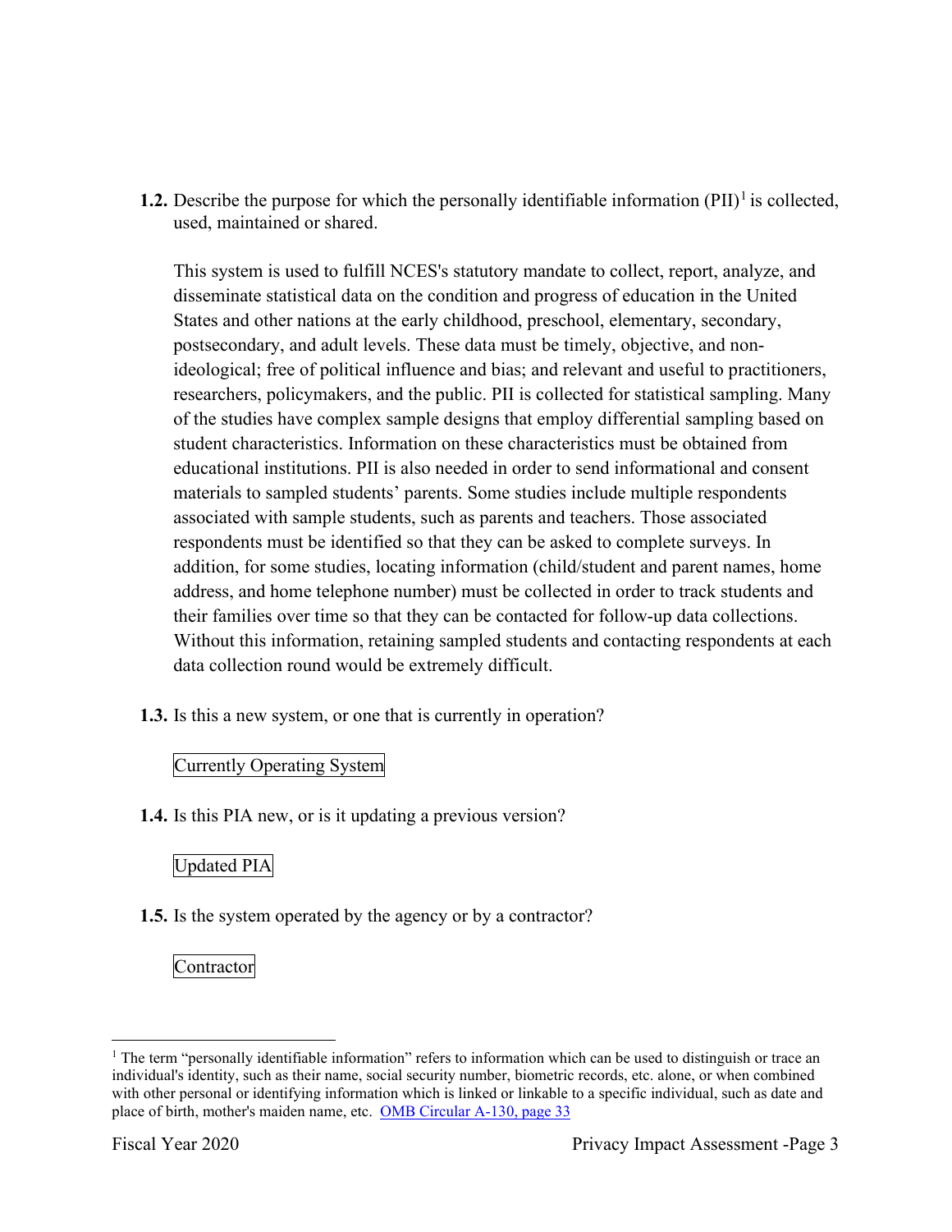**1.2.** Describe the purpose for which the personally identifiable information (PII)[1] is collected, used, maintained or shared.

This system is used to fulfill NCES's statutory mandate to collect, report, analyze, and disseminate statistical data on the condition and progress of education in the United States and other nations at the early childhood, preschool, elementary, secondary, postsecondary, and adult levels. These data must be timely, objective, and non-ideological; free of political influence and bias; and relevant and useful to practitioners, researchers, policymakers, and the public. PII is collected for statistical sampling. Many of the studies have complex sample designs that employ differential sampling based on student characteristics. Information on these characteristics must be obtained from educational institutions. PII is also needed in order to send informational and consent materials to sampled students' parents. Some studies include multiple respondents associated with sample students, such as parents and teachers. Those associated respondents must be identified so that they can be asked to complete surveys. In addition, for some studies, locating information (child/student and parent names, home address, and home telephone number) must be collected in order to track students and their families over time so that they can be contacted for follow-up data collections. Without this information, retaining sampled students and contacting respondents at each data collection round would be extremely difficult.

**1.3.** Is this a new system, or one that is currently in operation?

Currently Operating System

**1.4.** Is this PIA new, or is it updating a previous version?

Updated PIA

**1.5.** Is the system operated by the agency or by a contractor?

Contractor

---

[1] The term "personally identifiable information" refers to information which can be used to distinguish or trace an individual's identity, such as their name, social security number, biometric records, etc. alone, or when combined with other personal or identifying information which is linked or linkable to a specific individual, such as date and place of birth, mother's maiden name, etc. OMB Circular A-130, page 33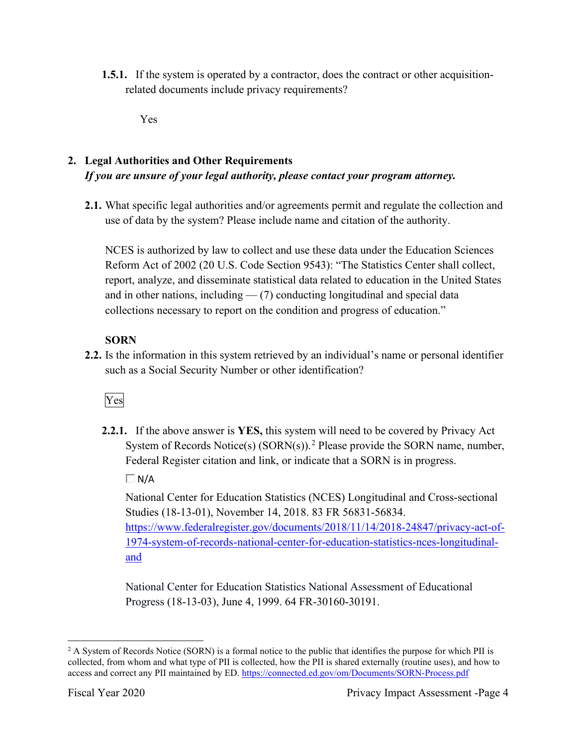**1.5.1.** If the system is operated by a contractor, does the contract or other acquisition-related documents include privacy requirements?

Yes

## 2. Legal Authorities and Other Requirements

***If you are unsure of your legal authority, please contact your program attorney.***

**2.1.** What specific legal authorities and/or agreements permit and regulate the collection and use of data by the system? Please include name and citation of the authority.

NCES is authorized by law to collect and use these data under the Education Sciences Reform Act of 2002 (20 U.S. Code Section 9543): "The Statistics Center shall collect, report, analyze, and disseminate statistical data related to education in the United States and in other nations, including — (7) conducting longitudinal and special data collections necessary to report on the condition and progress of education."

**SORN**

**2.2.** Is the information in this system retrieved by an individual's name or personal identifier such as a Social Security Number or other identification?

Yes

**2.2.1.** If the above answer is **YES,** this system will need to be covered by Privacy Act System of Records Notice(s) (SORN(s)).[2] Please provide the SORN name, number, Federal Register citation and link, or indicate that a SORN is in progress.

☐ N/A

National Center for Education Statistics (NCES) Longitudinal and Cross-sectional Studies (18-13-01), November 14, 2018. 83 FR 56831-56834. https://www.federalregister.gov/documents/2018/11/14/2018-24847/privacy-act-of-1974-system-of-records-national-center-for-education-statistics-nces-longitudinal-and

National Center for Education Statistics National Assessment of Educational Progress (18-13-03), June 4, 1999. 64 FR-30160-30191.

---

[2] A System of Records Notice (SORN) is a formal notice to the public that identifies the purpose for which PII is collected, from whom and what type of PII is collected, how the PII is shared externally (routine uses), and how to access and correct any PII maintained by ED. https://connected.ed.gov/om/Documents/SORN-Process.pdf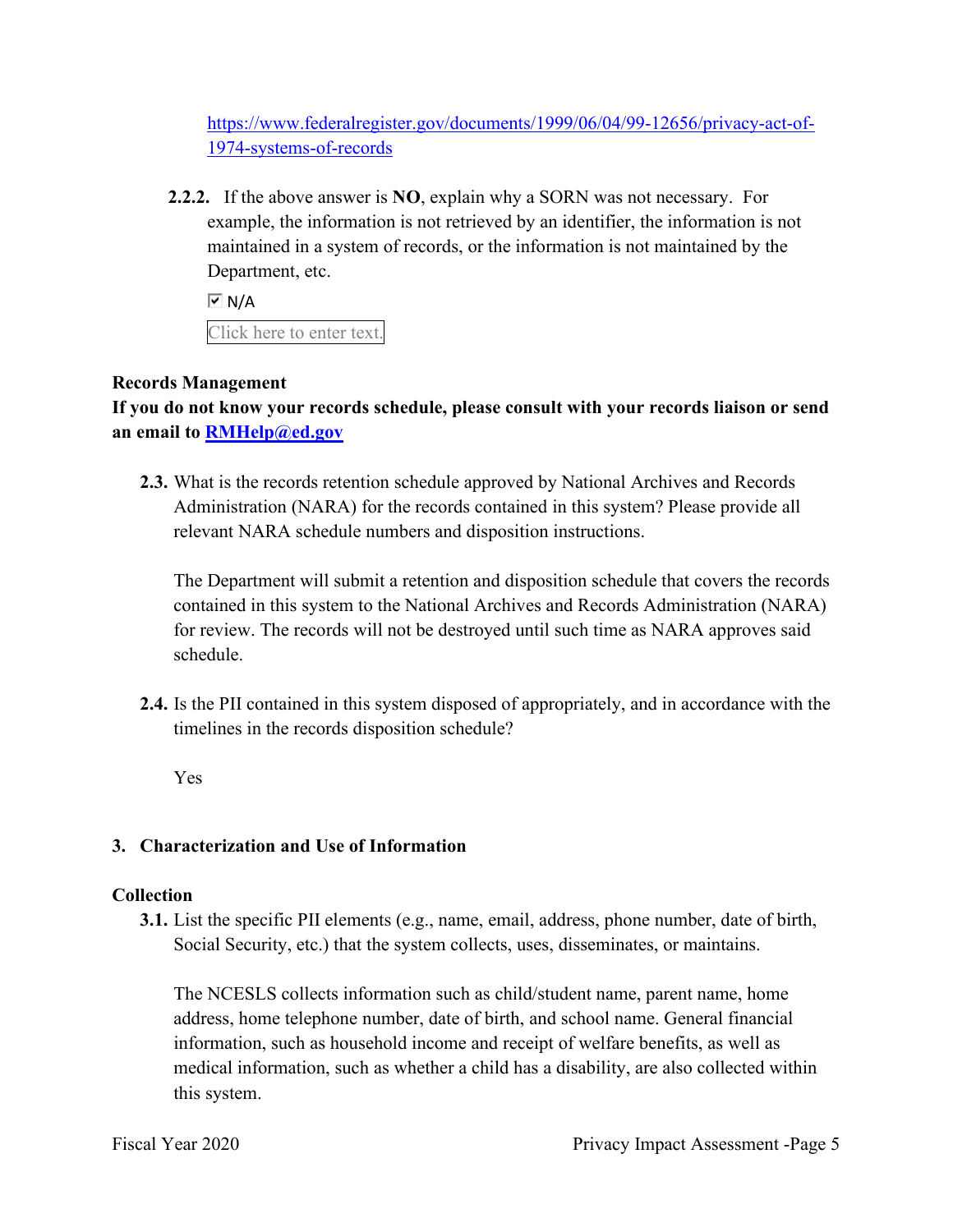https://www.federalregister.gov/documents/1999/06/04/99-12656/privacy-act-of-1974-systems-of-records

**2.2.2.** If the above answer is **NO**, explain why a SORN was not necessary. For example, the information is not retrieved by an identifier, the information is not maintained in a system of records, or the information is not maintained by the Department, etc.

☑ N/A

Click here to enter text.

**Records Management**

**If you do not know your records schedule, please consult with your records liaison or send an email to [RMHelp@ed.gov](mailto:RMHelp@ed.gov)**

**2.3.** What is the records retention schedule approved by National Archives and Records Administration (NARA) for the records contained in this system? Please provide all relevant NARA schedule numbers and disposition instructions.

The Department will submit a retention and disposition schedule that covers the records contained in this system to the National Archives and Records Administration (NARA) for review. The records will not be destroyed until such time as NARA approves said schedule.

**2.4.** Is the PII contained in this system disposed of appropriately, and in accordance with the timelines in the records disposition schedule?

Yes

## 3. Characterization and Use of Information

**Collection**

**3.1.** List the specific PII elements (e.g., name, email, address, phone number, date of birth, Social Security, etc.) that the system collects, uses, disseminates, or maintains.

The NCESLS collects information such as child/student name, parent name, home address, home telephone number, date of birth, and school name. General financial information, such as household income and receipt of welfare benefits, as well as medical information, such as whether a child has a disability, are also collected within this system.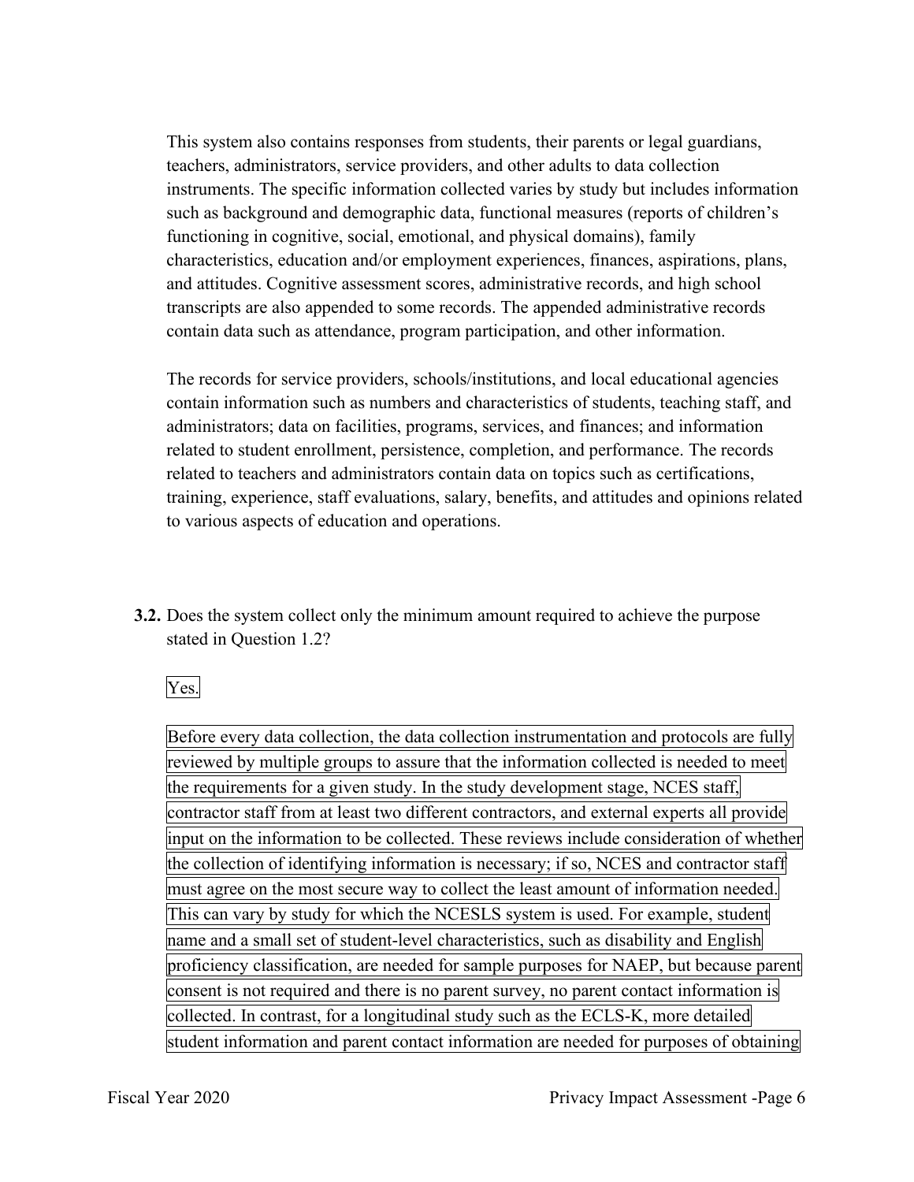This system also contains responses from students, their parents or legal guardians, teachers, administrators, service providers, and other adults to data collection instruments. The specific information collected varies by study but includes information such as background and demographic data, functional measures (reports of children's functioning in cognitive, social, emotional, and physical domains), family characteristics, education and/or employment experiences, finances, aspirations, plans, and attitudes. Cognitive assessment scores, administrative records, and high school transcripts are also appended to some records. The appended administrative records contain data such as attendance, program participation, and other information.

The records for service providers, schools/institutions, and local educational agencies contain information such as numbers and characteristics of students, teaching staff, and administrators; data on facilities, programs, services, and finances; and information related to student enrollment, persistence, completion, and performance. The records related to teachers and administrators contain data on topics such as certifications, training, experience, staff evaluations, salary, benefits, and attitudes and opinions related to various aspects of education and operations.

**3.2.** Does the system collect only the minimum amount required to achieve the purpose stated in Question 1.2?

Yes.

Before every data collection, the data collection instrumentation and protocols are fully reviewed by multiple groups to assure that the information collected is needed to meet the requirements for a given study. In the study development stage, NCES staff, contractor staff from at least two different contractors, and external experts all provide input on the information to be collected. These reviews include consideration of whether the collection of identifying information is necessary; if so, NCES and contractor staff must agree on the most secure way to collect the least amount of information needed. This can vary by study for which the NCESLS system is used. For example, student name and a small set of student-level characteristics, such as disability and English proficiency classification, are needed for sample purposes for NAEP, but because parent consent is not required and there is no parent survey, no parent contact information is collected. In contrast, for a longitudinal study such as the ECLS-K, more detailed student information and parent contact information are needed for purposes of obtaining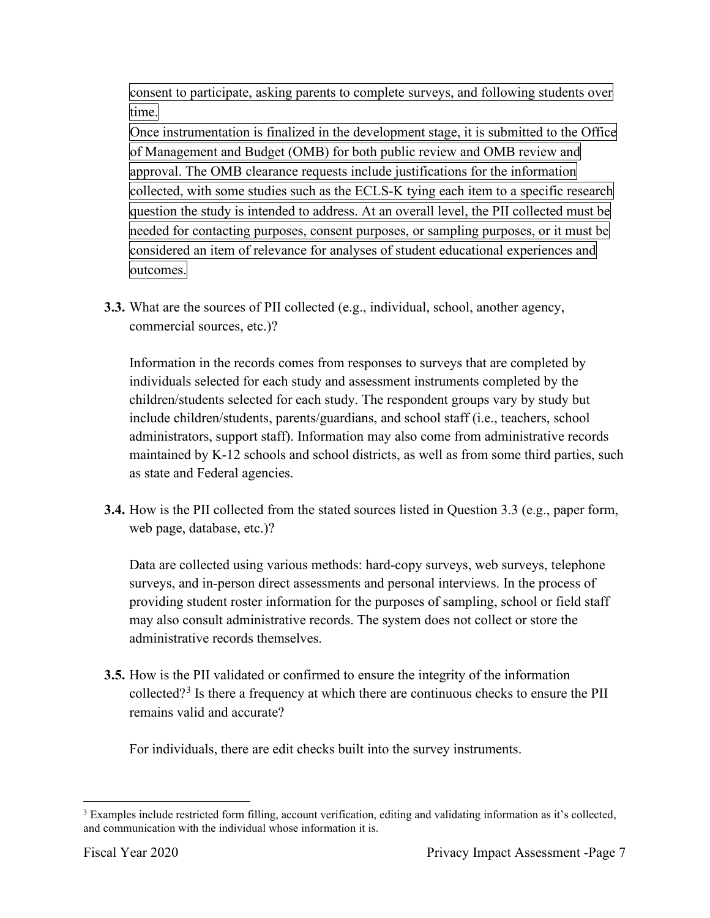consent to participate, asking parents to complete surveys, and following students over time.

Once instrumentation is finalized in the development stage, it is submitted to the Office of Management and Budget (OMB) for both public review and OMB review and approval. The OMB clearance requests include justifications for the information collected, with some studies such as the ECLS-K tying each item to a specific research question the study is intended to address. At an overall level, the PII collected must be needed for contacting purposes, consent purposes, or sampling purposes, or it must be considered an item of relevance for analyses of student educational experiences and outcomes.

**3.3.** What are the sources of PII collected (e.g., individual, school, another agency, commercial sources, etc.)?

Information in the records comes from responses to surveys that are completed by individuals selected for each study and assessment instruments completed by the children/students selected for each study. The respondent groups vary by study but include children/students, parents/guardians, and school staff (i.e., teachers, school administrators, support staff). Information may also come from administrative records maintained by K-12 schools and school districts, as well as from some third parties, such as state and Federal agencies.

**3.4.** How is the PII collected from the stated sources listed in Question 3.3 (e.g., paper form, web page, database, etc.)?

Data are collected using various methods: hard-copy surveys, web surveys, telephone surveys, and in-person direct assessments and personal interviews. In the process of providing student roster information for the purposes of sampling, school or field staff may also consult administrative records. The system does not collect or store the administrative records themselves.

**3.5.** How is the PII validated or confirmed to ensure the integrity of the information collected?[3] Is there a frequency at which there are continuous checks to ensure the PII remains valid and accurate?

For individuals, there are edit checks built into the survey instruments.

---

[3] Examples include restricted form filling, account verification, editing and validating information as it's collected, and communication with the individual whose information it is.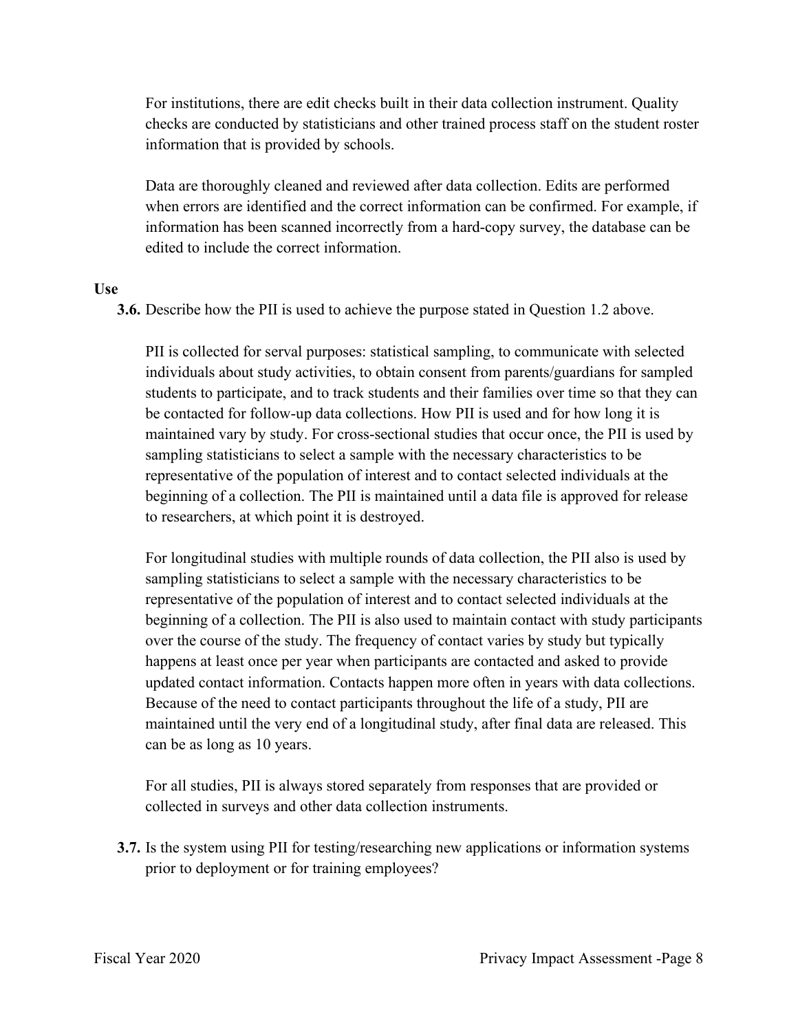For institutions, there are edit checks built in their data collection instrument. Quality checks are conducted by statisticians and other trained process staff on the student roster information that is provided by schools.

Data are thoroughly cleaned and reviewed after data collection. Edits are performed when errors are identified and the correct information can be confirmed. For example, if information has been scanned incorrectly from a hard-copy survey, the database can be edited to include the correct information.

**Use**

**3.6.** Describe how the PII is used to achieve the purpose stated in Question 1.2 above.

PII is collected for serval purposes: statistical sampling, to communicate with selected individuals about study activities, to obtain consent from parents/guardians for sampled students to participate, and to track students and their families over time so that they can be contacted for follow-up data collections. How PII is used and for how long it is maintained vary by study. For cross-sectional studies that occur once, the PII is used by sampling statisticians to select a sample with the necessary characteristics to be representative of the population of interest and to contact selected individuals at the beginning of a collection. The PII is maintained until a data file is approved for release to researchers, at which point it is destroyed.

For longitudinal studies with multiple rounds of data collection, the PII also is used by sampling statisticians to select a sample with the necessary characteristics to be representative of the population of interest and to contact selected individuals at the beginning of a collection. The PII is also used to maintain contact with study participants over the course of the study. The frequency of contact varies by study but typically happens at least once per year when participants are contacted and asked to provide updated contact information. Contacts happen more often in years with data collections. Because of the need to contact participants throughout the life of a study, PII are maintained until the very end of a longitudinal study, after final data are released. This can be as long as 10 years.

For all studies, PII is always stored separately from responses that are provided or collected in surveys and other data collection instruments.

**3.7.** Is the system using PII for testing/researching new applications or information systems prior to deployment or for training employees?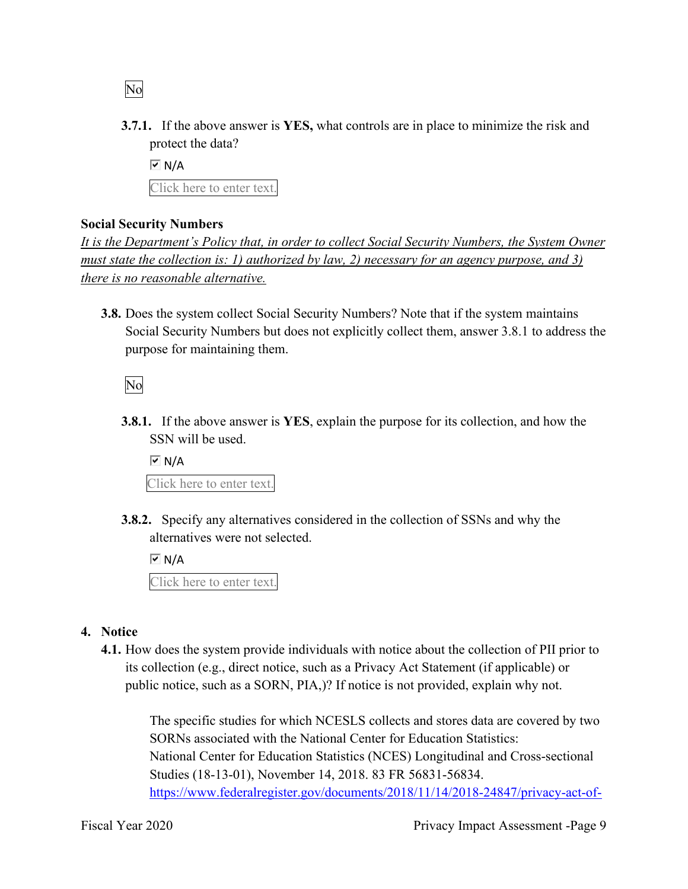No

**3.7.1.** If the above answer is **YES,** what controls are in place to minimize the risk and protect the data?

☑ N/A

Click here to enter text.

**Social Security Numbers**

*It is the Department's Policy that, in order to collect Social Security Numbers, the System Owner must state the collection is: 1) authorized by law, 2) necessary for an agency purpose, and 3) there is no reasonable alternative.*

**3.8.** Does the system collect Social Security Numbers? Note that if the system maintains Social Security Numbers but does not explicitly collect them, answer 3.8.1 to address the purpose for maintaining them.

No

**3.8.1.** If the above answer is **YES**, explain the purpose for its collection, and how the SSN will be used.

☑ N/A

Click here to enter text.

**3.8.2.** Specify any alternatives considered in the collection of SSNs and why the alternatives were not selected.

☑ N/A

Click here to enter text.

## 4. Notice

**4.1.** How does the system provide individuals with notice about the collection of PII prior to its collection (e.g., direct notice, such as a Privacy Act Statement (if applicable) or public notice, such as a SORN, PIA,)? If notice is not provided, explain why not.

The specific studies for which NCESLS collects and stores data are covered by two SORNs associated with the National Center for Education Statistics:
National Center for Education Statistics (NCES) Longitudinal and Cross-sectional Studies (18-13-01), November 14, 2018. 83 FR 56831-56834.
https://www.federalregister.gov/documents/2018/11/14/2018-24847/privacy-act-of-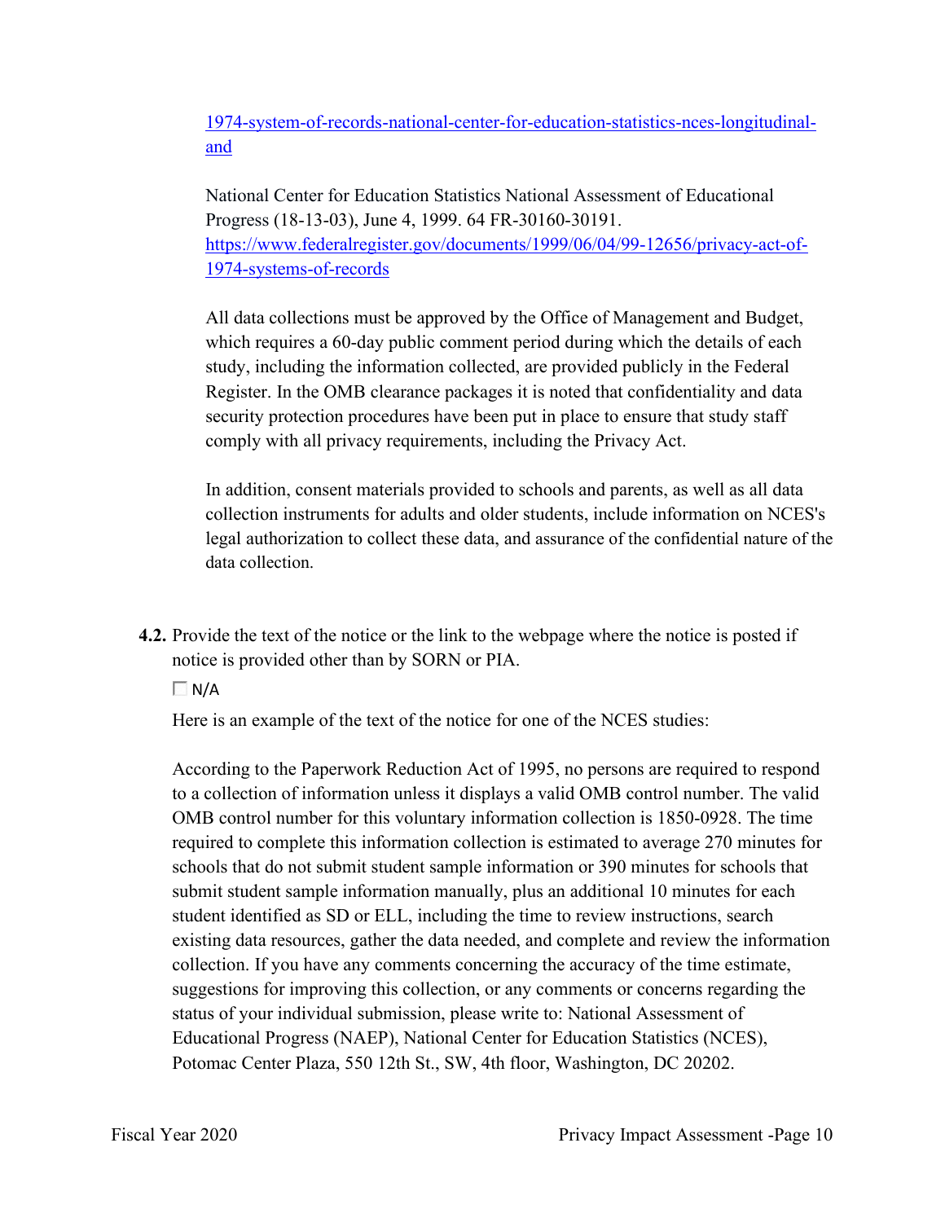[1974-system-of-records-national-center-for-education-statistics-nces-longitudinal-and](1974-system-of-records-national-center-for-education-statistics-nces-longitudinal-and)

National Center for Education Statistics National Assessment of Educational Progress (18-13-03), June 4, 1999. 64 FR-30160-30191. https://www.federalregister.gov/documents/1999/06/04/99-12656/privacy-act-of-1974-systems-of-records

All data collections must be approved by the Office of Management and Budget, which requires a 60-day public comment period during which the details of each study, including the information collected, are provided publicly in the Federal Register. In the OMB clearance packages it is noted that confidentiality and data security protection procedures have been put in place to ensure that study staff comply with all privacy requirements, including the Privacy Act.

In addition, consent materials provided to schools and parents, as well as all data collection instruments for adults and older students, include information on NCES's legal authorization to collect these data, and assurance of the confidential nature of the data collection.

**4.2.** Provide the text of the notice or the link to the webpage where the notice is posted if notice is provided other than by SORN or PIA.

☐ N/A

Here is an example of the text of the notice for one of the NCES studies:

According to the Paperwork Reduction Act of 1995, no persons are required to respond to a collection of information unless it displays a valid OMB control number. The valid OMB control number for this voluntary information collection is 1850-0928. The time required to complete this information collection is estimated to average 270 minutes for schools that do not submit student sample information or 390 minutes for schools that submit student sample information manually, plus an additional 10 minutes for each student identified as SD or ELL, including the time to review instructions, search existing data resources, gather the data needed, and complete and review the information collection. If you have any comments concerning the accuracy of the time estimate, suggestions for improving this collection, or any comments or concerns regarding the status of your individual submission, please write to: National Assessment of Educational Progress (NAEP), National Center for Education Statistics (NCES), Potomac Center Plaza, 550 12th St., SW, 4th floor, Washington, DC 20202.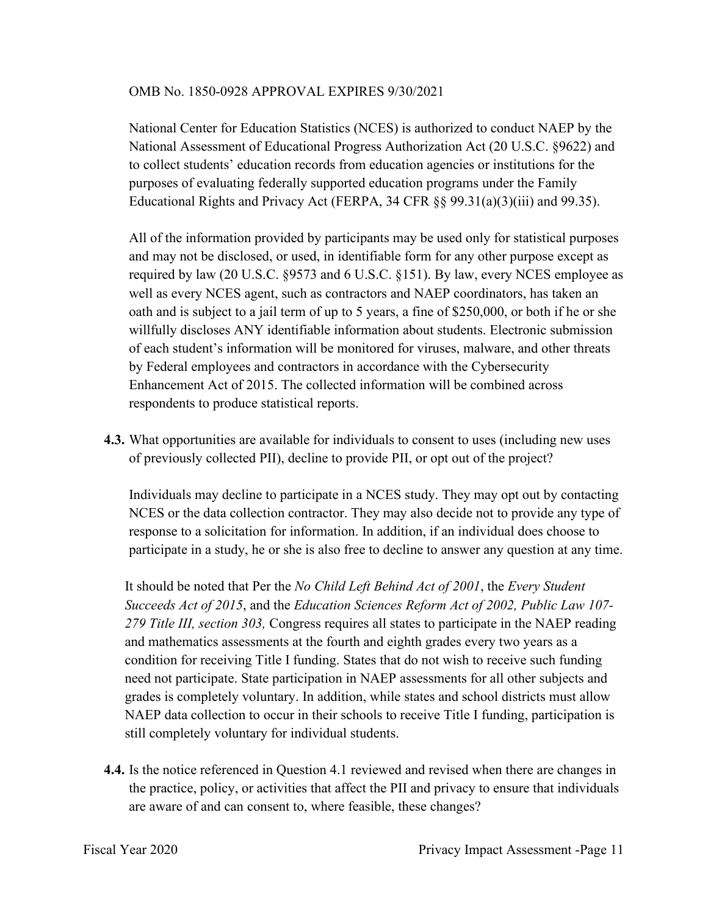OMB No. 1850-0928 APPROVAL EXPIRES 9/30/2021

National Center for Education Statistics (NCES) is authorized to conduct NAEP by the National Assessment of Educational Progress Authorization Act (20 U.S.C. §9622) and to collect students' education records from education agencies or institutions for the purposes of evaluating federally supported education programs under the Family Educational Rights and Privacy Act (FERPA, 34 CFR §§ 99.31(a)(3)(iii) and 99.35).

All of the information provided by participants may be used only for statistical purposes and may not be disclosed, or used, in identifiable form for any other purpose except as required by law (20 U.S.C. §9573 and 6 U.S.C. §151). By law, every NCES employee as well as every NCES agent, such as contractors and NAEP coordinators, has taken an oath and is subject to a jail term of up to 5 years, a fine of $250,000, or both if he or she willfully discloses ANY identifiable information about students. Electronic submission of each student's information will be monitored for viruses, malware, and other threats by Federal employees and contractors in accordance with the Cybersecurity Enhancement Act of 2015. The collected information will be combined across respondents to produce statistical reports.

**4.3.** What opportunities are available for individuals to consent to uses (including new uses of previously collected PII), decline to provide PII, or opt out of the project?

Individuals may decline to participate in a NCES study. They may opt out by contacting NCES or the data collection contractor. They may also decide not to provide any type of response to a solicitation for information. In addition, if an individual does choose to participate in a study, he or she is also free to decline to answer any question at any time.

It should be noted that Per the *No Child Left Behind Act of 2001*, the *Every Student Succeeds Act of 2015*, and the *Education Sciences Reform Act of 2002, Public Law 107-279 Title III, section 303,* Congress requires all states to participate in the NAEP reading and mathematics assessments at the fourth and eighth grades every two years as a condition for receiving Title I funding. States that do not wish to receive such funding need not participate. State participation in NAEP assessments for all other subjects and grades is completely voluntary. In addition, while states and school districts must allow NAEP data collection to occur in their schools to receive Title I funding, participation is still completely voluntary for individual students.

**4.4.** Is the notice referenced in Question 4.1 reviewed and revised when there are changes in the practice, policy, or activities that affect the PII and privacy to ensure that individuals are aware of and can consent to, where feasible, these changes?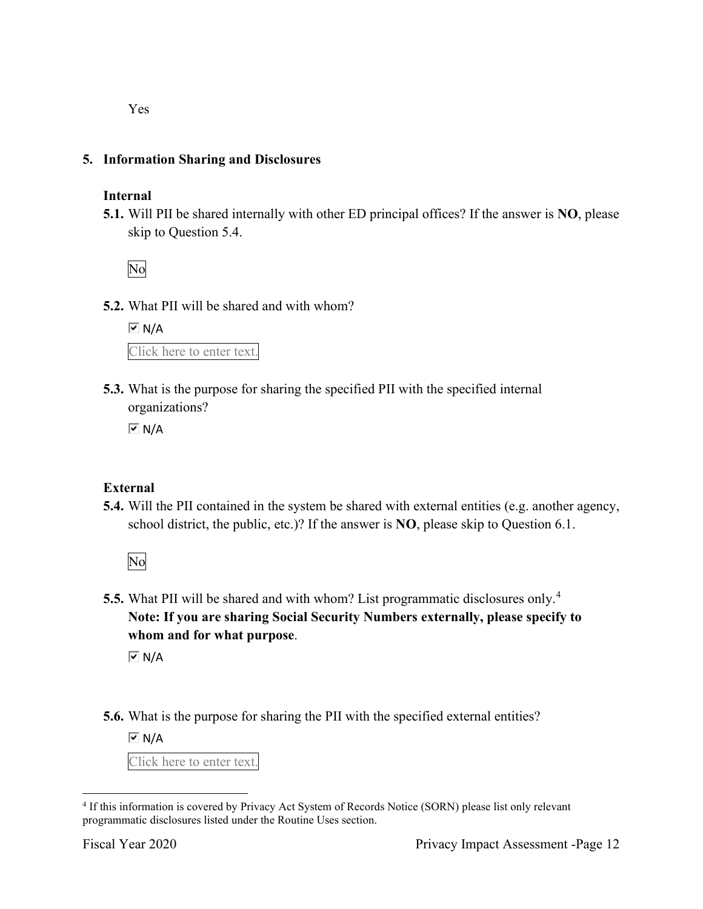Yes

## 5. Information Sharing and Disclosures

### Internal

**5.1.** Will PII be shared internally with other ED principal offices? If the answer is **NO**, please skip to Question 5.4.

No

**5.2.** What PII will be shared and with whom?

☑ N/A

Click here to enter text.

**5.3.** What is the purpose for sharing the specified PII with the specified internal organizations?

☑ N/A

### External

**5.4.** Will the PII contained in the system be shared with external entities (e.g. another agency, school district, the public, etc.)? If the answer is **NO**, please skip to Question 6.1.

No

**5.5.** What PII will be shared and with whom? List programmatic disclosures only.[4] **Note: If you are sharing Social Security Numbers externally, please specify to whom and for what purpose**.

☑ N/A

**5.6.** What is the purpose for sharing the PII with the specified external entities?

☑ N/A

Click here to enter text.

[4] If this information is covered by Privacy Act System of Records Notice (SORN) please list only relevant programmatic disclosures listed under the Routine Uses section.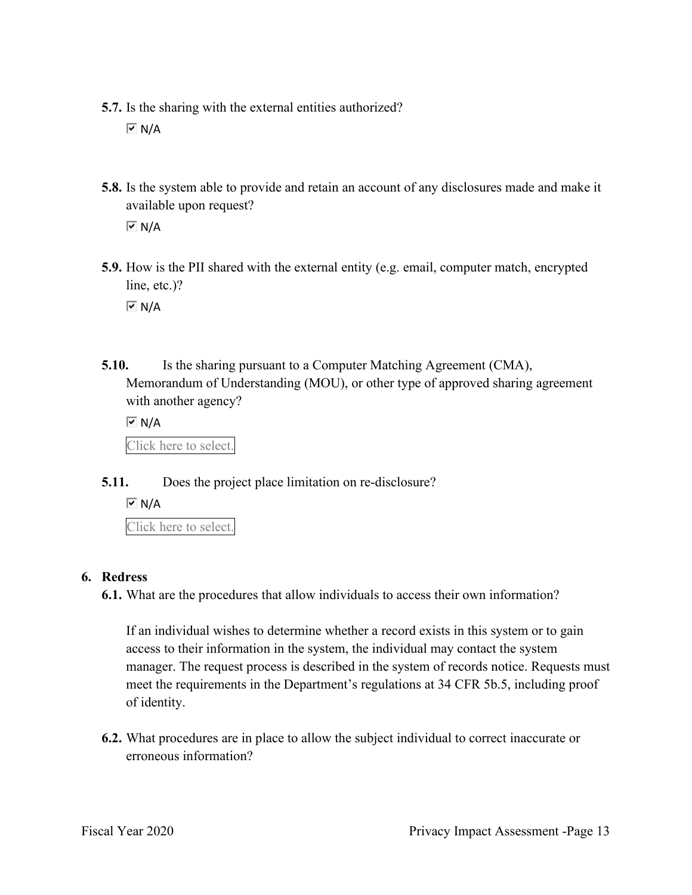**5.7.** Is the sharing with the external entities authorized?

☑ N/A

**5.8.** Is the system able to provide and retain an account of any disclosures made and make it available upon request?

☑ N/A

**5.9.** How is the PII shared with the external entity (e.g. email, computer match, encrypted line, etc.)?

☑ N/A

**5.10.** Is the sharing pursuant to a Computer Matching Agreement (CMA), Memorandum of Understanding (MOU), or other type of approved sharing agreement with another agency?

☑ N/A

Click here to select.

**5.11.** Does the project place limitation on re-disclosure?

☑ N/A

Click here to select.

## 6. Redress

**6.1.** What are the procedures that allow individuals to access their own information?

If an individual wishes to determine whether a record exists in this system or to gain access to their information in the system, the individual may contact the system manager. The request process is described in the system of records notice. Requests must meet the requirements in the Department's regulations at 34 CFR 5b.5, including proof of identity.

**6.2.** What procedures are in place to allow the subject individual to correct inaccurate or erroneous information?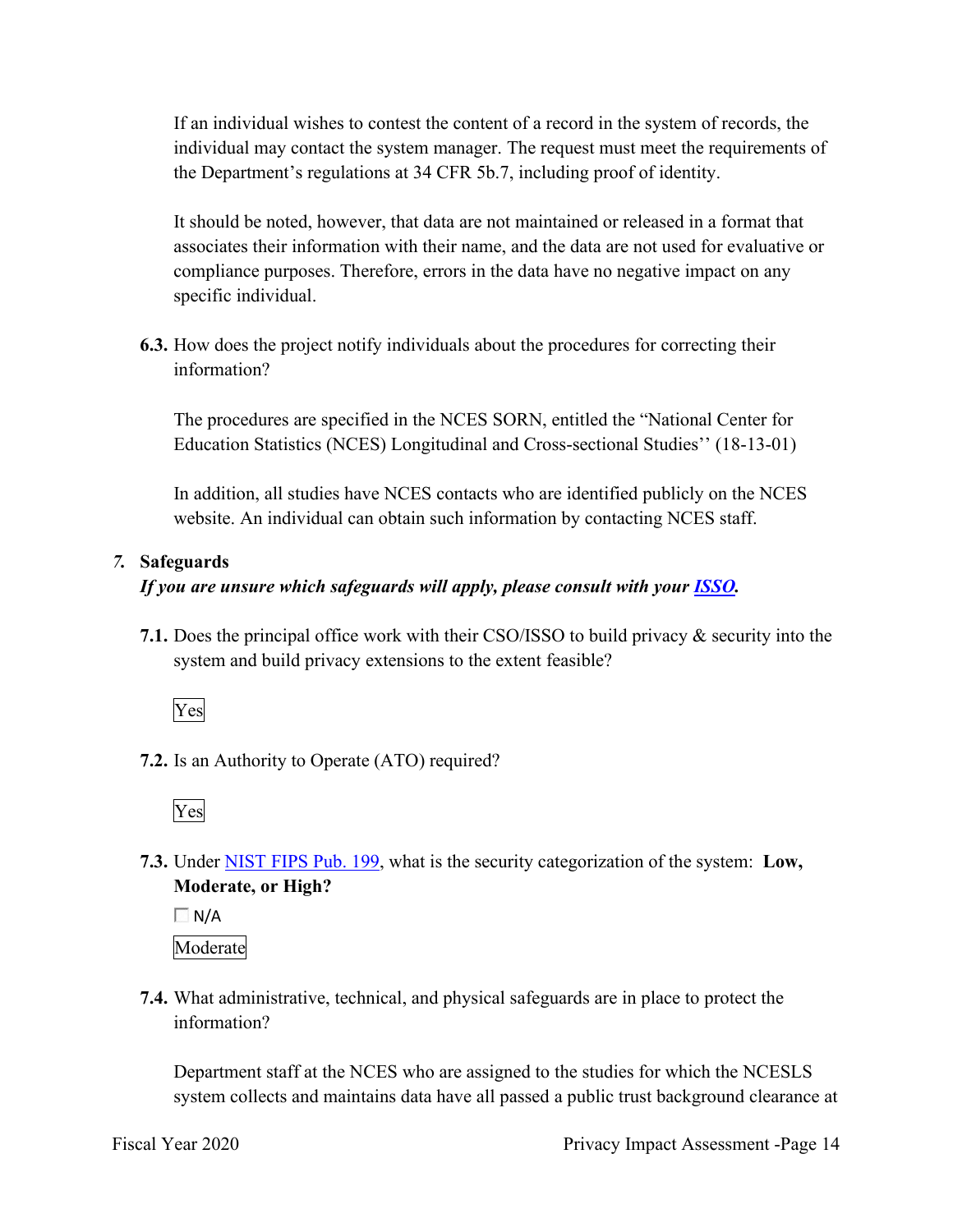If an individual wishes to contest the content of a record in the system of records, the individual may contact the system manager. The request must meet the requirements of the Department's regulations at 34 CFR 5b.7, including proof of identity.

It should be noted, however, that data are not maintained or released in a format that associates their information with their name, and the data are not used for evaluative or compliance purposes. Therefore, errors in the data have no negative impact on any specific individual.

**6.3.** How does the project notify individuals about the procedures for correcting their information?

The procedures are specified in the NCES SORN, entitled the "National Center for Education Statistics (NCES) Longitudinal and Cross-sectional Studies'' (18-13-01)

In addition, all studies have NCES contacts who are identified publicly on the NCES website. An individual can obtain such information by contacting NCES staff.

## *7.* Safeguards

***If you are unsure which safeguards will apply, please consult with your ISSO.***

**7.1.** Does the principal office work with their CSO/ISSO to build privacy & security into the system and build privacy extensions to the extent feasible?

Yes

**7.2.** Is an Authority to Operate (ATO) required?

Yes

**7.3.** Under NIST FIPS Pub. 199, what is the security categorization of the system: **Low, Moderate, or High?**

☐ N/A

Moderate

**7.4.** What administrative, technical, and physical safeguards are in place to protect the information?

Department staff at the NCES who are assigned to the studies for which the NCESLS system collects and maintains data have all passed a public trust background clearance at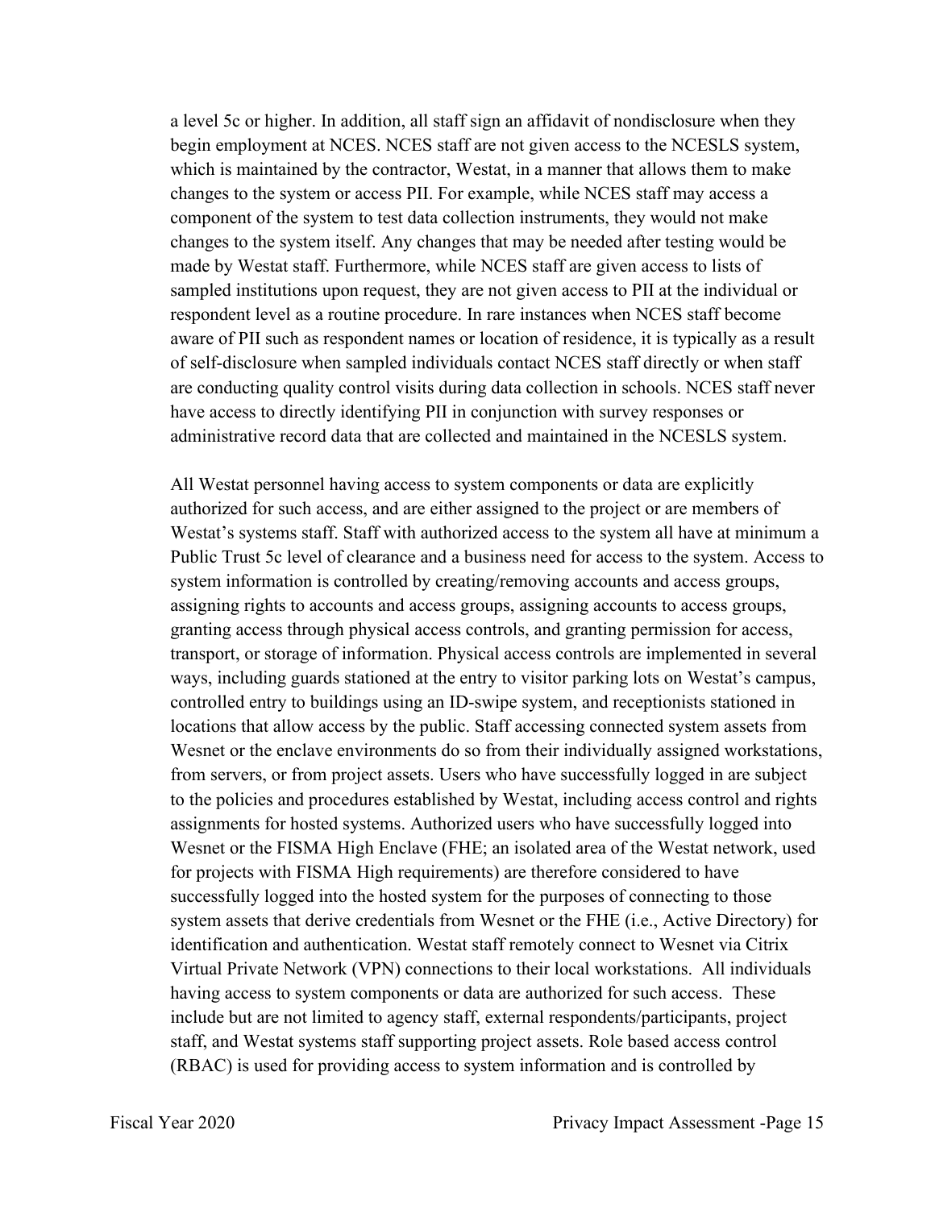a level 5c or higher. In addition, all staff sign an affidavit of nondisclosure when they begin employment at NCES. NCES staff are not given access to the NCESLS system, which is maintained by the contractor, Westat, in a manner that allows them to make changes to the system or access PII. For example, while NCES staff may access a component of the system to test data collection instruments, they would not make changes to the system itself. Any changes that may be needed after testing would be made by Westat staff. Furthermore, while NCES staff are given access to lists of sampled institutions upon request, they are not given access to PII at the individual or respondent level as a routine procedure. In rare instances when NCES staff become aware of PII such as respondent names or location of residence, it is typically as a result of self-disclosure when sampled individuals contact NCES staff directly or when staff are conducting quality control visits during data collection in schools. NCES staff never have access to directly identifying PII in conjunction with survey responses or administrative record data that are collected and maintained in the NCESLS system.

All Westat personnel having access to system components or data are explicitly authorized for such access, and are either assigned to the project or are members of Westat's systems staff. Staff with authorized access to the system all have at minimum a Public Trust 5c level of clearance and a business need for access to the system. Access to system information is controlled by creating/removing accounts and access groups, assigning rights to accounts and access groups, assigning accounts to access groups, granting access through physical access controls, and granting permission for access, transport, or storage of information. Physical access controls are implemented in several ways, including guards stationed at the entry to visitor parking lots on Westat's campus, controlled entry to buildings using an ID-swipe system, and receptionists stationed in locations that allow access by the public. Staff accessing connected system assets from Wesnet or the enclave environments do so from their individually assigned workstations, from servers, or from project assets. Users who have successfully logged in are subject to the policies and procedures established by Westat, including access control and rights assignments for hosted systems. Authorized users who have successfully logged into Wesnet or the FISMA High Enclave (FHE; an isolated area of the Westat network, used for projects with FISMA High requirements) are therefore considered to have successfully logged into the hosted system for the purposes of connecting to those system assets that derive credentials from Wesnet or the FHE (i.e., Active Directory) for identification and authentication. Westat staff remotely connect to Wesnet via Citrix Virtual Private Network (VPN) connections to their local workstations. All individuals having access to system components or data are authorized for such access. These include but are not limited to agency staff, external respondents/participants, project staff, and Westat systems staff supporting project assets. Role based access control (RBAC) is used for providing access to system information and is controlled by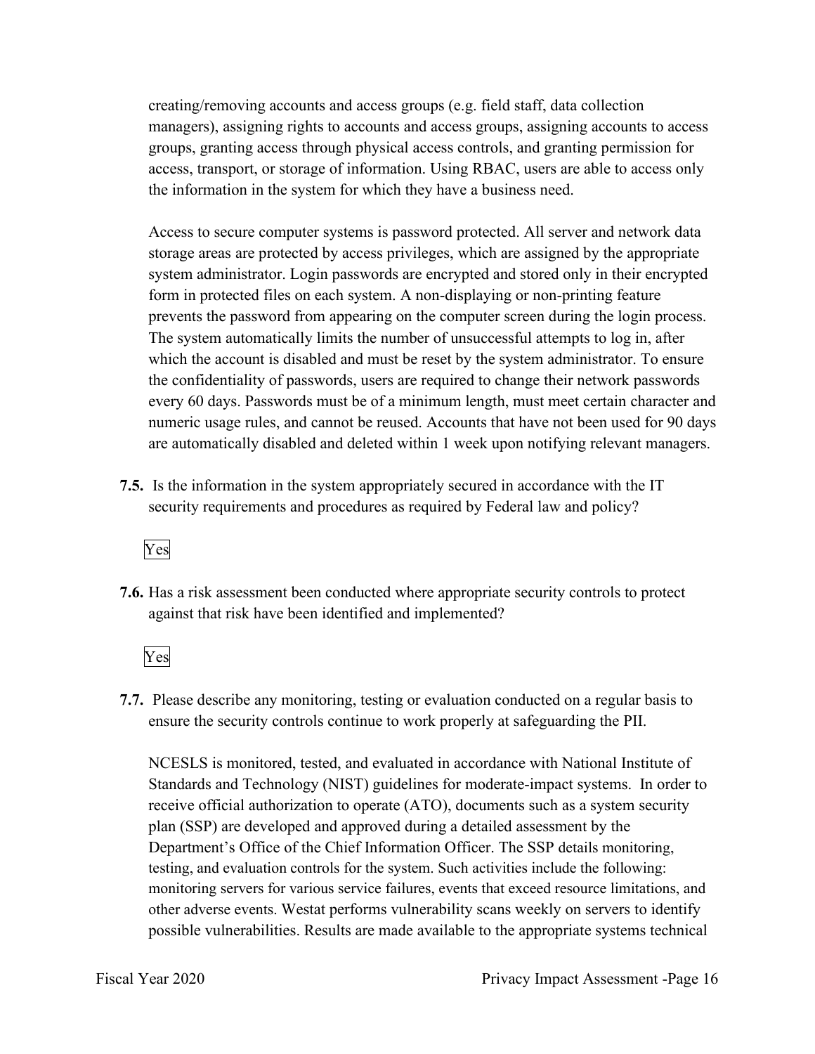creating/removing accounts and access groups (e.g. field staff, data collection managers), assigning rights to accounts and access groups, assigning accounts to access groups, granting access through physical access controls, and granting permission for access, transport, or storage of information. Using RBAC, users are able to access only the information in the system for which they have a business need.

Access to secure computer systems is password protected. All server and network data storage areas are protected by access privileges, which are assigned by the appropriate system administrator. Login passwords are encrypted and stored only in their encrypted form in protected files on each system. A non-displaying or non-printing feature prevents the password from appearing on the computer screen during the login process. The system automatically limits the number of unsuccessful attempts to log in, after which the account is disabled and must be reset by the system administrator. To ensure the confidentiality of passwords, users are required to change their network passwords every 60 days. Passwords must be of a minimum length, must meet certain character and numeric usage rules, and cannot be reused. Accounts that have not been used for 90 days are automatically disabled and deleted within 1 week upon notifying relevant managers.

**7.5.** Is the information in the system appropriately secured in accordance with the IT security requirements and procedures as required by Federal law and policy?

Yes

**7.6.** Has a risk assessment been conducted where appropriate security controls to protect against that risk have been identified and implemented?

Yes

**7.7.** Please describe any monitoring, testing or evaluation conducted on a regular basis to ensure the security controls continue to work properly at safeguarding the PII.

NCESLS is monitored, tested, and evaluated in accordance with National Institute of Standards and Technology (NIST) guidelines for moderate-impact systems. In order to receive official authorization to operate (ATO), documents such as a system security plan (SSP) are developed and approved during a detailed assessment by the Department's Office of the Chief Information Officer. The SSP details monitoring, testing, and evaluation controls for the system. Such activities include the following: monitoring servers for various service failures, events that exceed resource limitations, and other adverse events. Westat performs vulnerability scans weekly on servers to identify possible vulnerabilities. Results are made available to the appropriate systems technical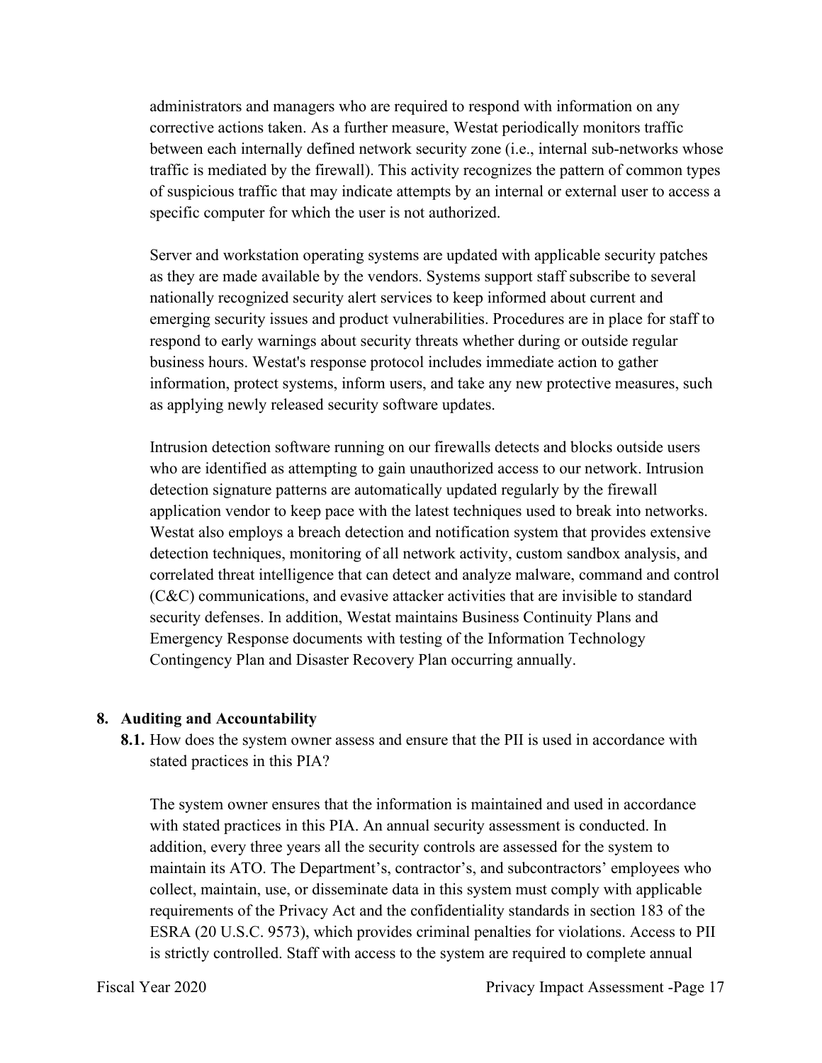administrators and managers who are required to respond with information on any corrective actions taken. As a further measure, Westat periodically monitors traffic between each internally defined network security zone (i.e., internal sub-networks whose traffic is mediated by the firewall). This activity recognizes the pattern of common types of suspicious traffic that may indicate attempts by an internal or external user to access a specific computer for which the user is not authorized.

Server and workstation operating systems are updated with applicable security patches as they are made available by the vendors. Systems support staff subscribe to several nationally recognized security alert services to keep informed about current and emerging security issues and product vulnerabilities. Procedures are in place for staff to respond to early warnings about security threats whether during or outside regular business hours. Westat's response protocol includes immediate action to gather information, protect systems, inform users, and take any new protective measures, such as applying newly released security software updates.

Intrusion detection software running on our firewalls detects and blocks outside users who are identified as attempting to gain unauthorized access to our network. Intrusion detection signature patterns are automatically updated regularly by the firewall application vendor to keep pace with the latest techniques used to break into networks. Westat also employs a breach detection and notification system that provides extensive detection techniques, monitoring of all network activity, custom sandbox analysis, and correlated threat intelligence that can detect and analyze malware, command and control (C&C) communications, and evasive attacker activities that are invisible to standard security defenses. In addition, Westat maintains Business Continuity Plans and Emergency Response documents with testing of the Information Technology Contingency Plan and Disaster Recovery Plan occurring annually.

**8. Auditing and Accountability**

**8.1.** How does the system owner assess and ensure that the PII is used in accordance with stated practices in this PIA?

The system owner ensures that the information is maintained and used in accordance with stated practices in this PIA. An annual security assessment is conducted. In addition, every three years all the security controls are assessed for the system to maintain its ATO. The Department's, contractor's, and subcontractors' employees who collect, maintain, use, or disseminate data in this system must comply with applicable requirements of the Privacy Act and the confidentiality standards in section 183 of the ESRA (20 U.S.C. 9573), which provides criminal penalties for violations. Access to PII is strictly controlled. Staff with access to the system are required to complete annual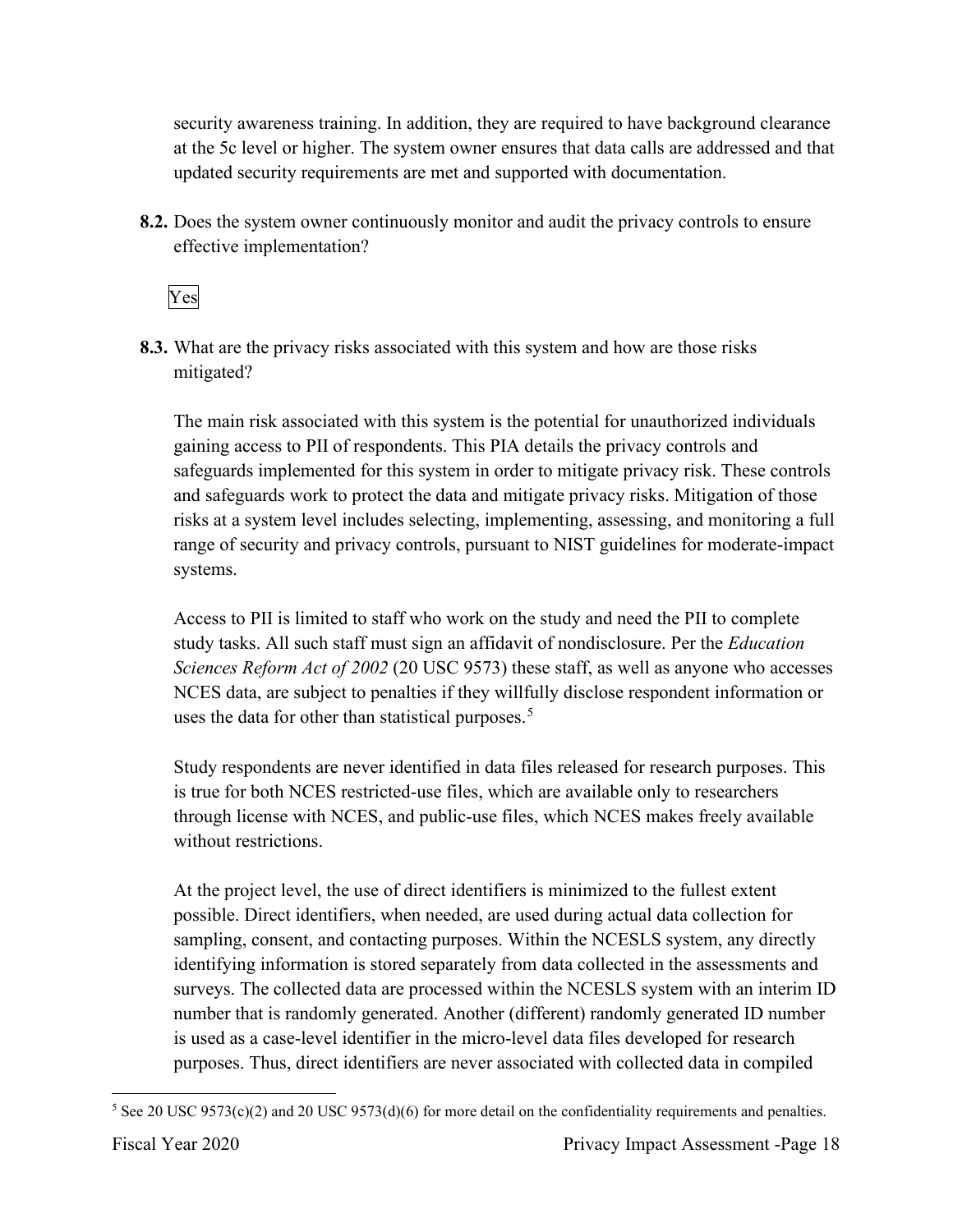security awareness training. In addition, they are required to have background clearance at the 5c level or higher. The system owner ensures that data calls are addressed and that updated security requirements are met and supported with documentation.

**8.2.** Does the system owner continuously monitor and audit the privacy controls to ensure effective implementation?

Yes

**8.3.** What are the privacy risks associated with this system and how are those risks mitigated?

The main risk associated with this system is the potential for unauthorized individuals gaining access to PII of respondents. This PIA details the privacy controls and safeguards implemented for this system in order to mitigate privacy risk. These controls and safeguards work to protect the data and mitigate privacy risks. Mitigation of those risks at a system level includes selecting, implementing, assessing, and monitoring a full range of security and privacy controls, pursuant to NIST guidelines for moderate-impact systems.

Access to PII is limited to staff who work on the study and need the PII to complete study tasks. All such staff must sign an affidavit of nondisclosure. Per the *Education Sciences Reform Act of 2002* (20 USC 9573) these staff, as well as anyone who accesses NCES data, are subject to penalties if they willfully disclose respondent information or uses the data for other than statistical purposes.[5]

Study respondents are never identified in data files released for research purposes. This is true for both NCES restricted-use files, which are available only to researchers through license with NCES, and public-use files, which NCES makes freely available without restrictions.

At the project level, the use of direct identifiers is minimized to the fullest extent possible. Direct identifiers, when needed, are used during actual data collection for sampling, consent, and contacting purposes. Within the NCESLS system, any directly identifying information is stored separately from data collected in the assessments and surveys. The collected data are processed within the NCESLS system with an interim ID number that is randomly generated. Another (different) randomly generated ID number is used as a case-level identifier in the micro-level data files developed for research purposes. Thus, direct identifiers are never associated with collected data in compiled

[5] See 20 USC 9573(c)(2) and 20 USC 9573(d)(6) for more detail on the confidentiality requirements and penalties.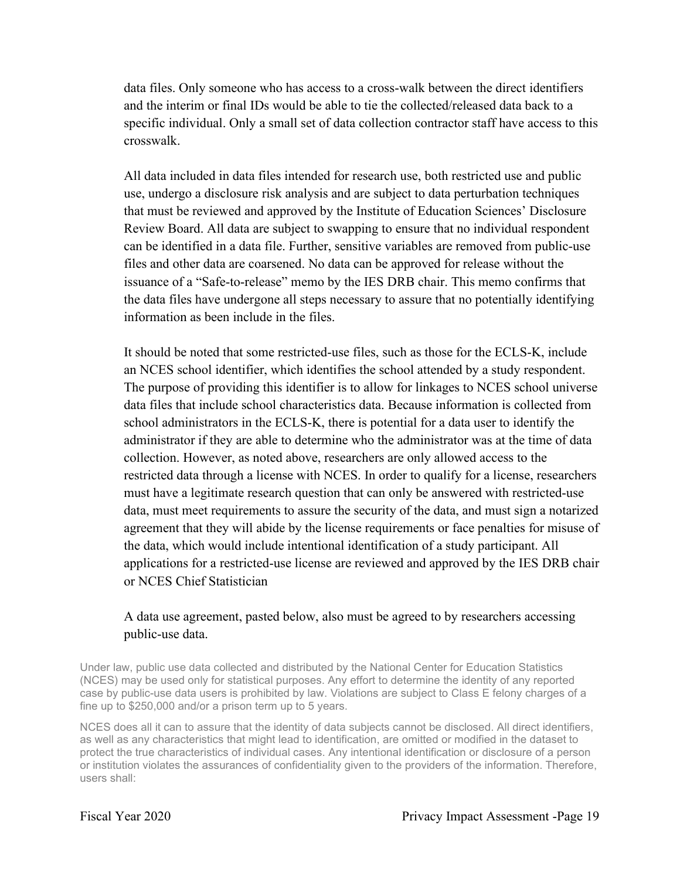data files. Only someone who has access to a cross-walk between the direct identifiers and the interim or final IDs would be able to tie the collected/released data back to a specific individual. Only a small set of data collection contractor staff have access to this crosswalk.

All data included in data files intended for research use, both restricted use and public use, undergo a disclosure risk analysis and are subject to data perturbation techniques that must be reviewed and approved by the Institute of Education Sciences' Disclosure Review Board. All data are subject to swapping to ensure that no individual respondent can be identified in a data file. Further, sensitive variables are removed from public-use files and other data are coarsened. No data can be approved for release without the issuance of a "Safe-to-release" memo by the IES DRB chair. This memo confirms that the data files have undergone all steps necessary to assure that no potentially identifying information as been include in the files.

It should be noted that some restricted-use files, such as those for the ECLS-K, include an NCES school identifier, which identifies the school attended by a study respondent. The purpose of providing this identifier is to allow for linkages to NCES school universe data files that include school characteristics data. Because information is collected from school administrators in the ECLS-K, there is potential for a data user to identify the administrator if they are able to determine who the administrator was at the time of data collection. However, as noted above, researchers are only allowed access to the restricted data through a license with NCES. In order to qualify for a license, researchers must have a legitimate research question that can only be answered with restricted-use data, must meet requirements to assure the security of the data, and must sign a notarized agreement that they will abide by the license requirements or face penalties for misuse of the data, which would include intentional identification of a study participant. All applications for a restricted-use license are reviewed and approved by the IES DRB chair or NCES Chief Statistician

A data use agreement, pasted below, also must be agreed to by researchers accessing public-use data.

Under law, public use data collected and distributed by the National Center for Education Statistics (NCES) may be used only for statistical purposes. Any effort to determine the identity of any reported case by public-use data users is prohibited by law. Violations are subject to Class E felony charges of a fine up to $250,000 and/or a prison term up to 5 years.

NCES does all it can to assure that the identity of data subjects cannot be disclosed. All direct identifiers, as well as any characteristics that might lead to identification, are omitted or modified in the dataset to protect the true characteristics of individual cases. Any intentional identification or disclosure of a person or institution violates the assurances of confidentiality given to the providers of the information. Therefore, users shall: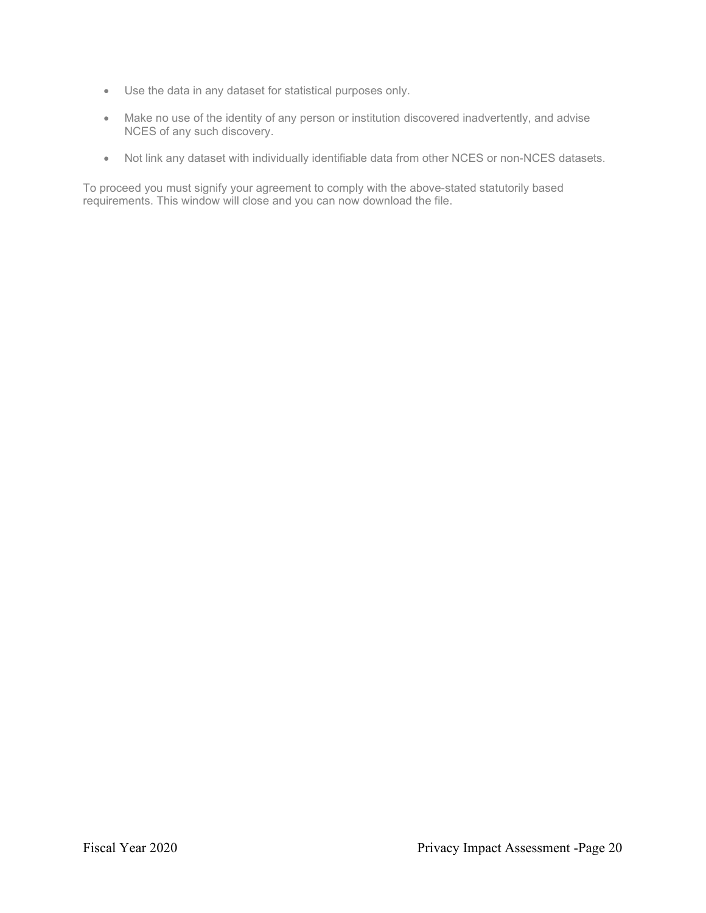- Use the data in any dataset for statistical purposes only.
- Make no use of the identity of any person or institution discovered inadvertently, and advise NCES of any such discovery.
- Not link any dataset with individually identifiable data from other NCES or non-NCES datasets.

To proceed you must signify your agreement to comply with the above-stated statutorily based requirements. This window will close and you can now download the file.